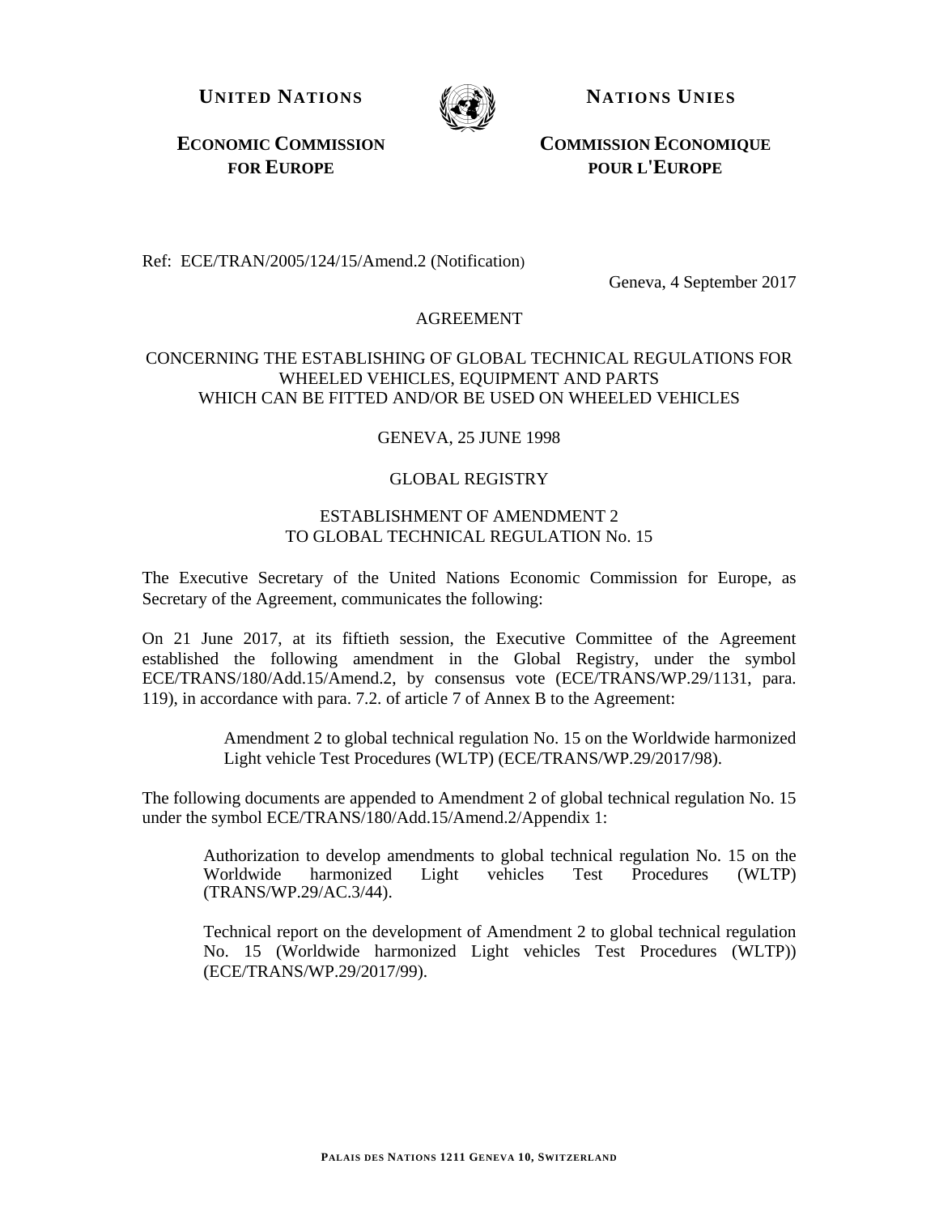**UNITED NATIONS** **NATIONS UNIES**

**ECONOMIC COMMISSION FOR EUROPE** **COMMISSION ECONOMIQUE POUR L'EUROPE**

Ref: ECE/TRAN/2005/124/15/Amend.2 (Notification)

Geneva, 4 September 2017

AGREEMENT

CONCERNING THE ESTABLISHING OF GLOBAL TECHNICAL REGULATIONS FOR WHEELED VEHICLES, EQUIPMENT AND PARTS WHICH CAN BE FITTED AND/OR BE USED ON WHEELED VEHICLES

GENEVA, 25 JUNE 1998

GLOBAL REGISTRY

ESTABLISHMENT OF AMENDMENT 2 TO GLOBAL TECHNICAL REGULATION No. 15

The Executive Secretary of the United Nations Economic Commission for Europe, as Secretary of the Agreement, communicates the following:

On 21 June 2017, at its fiftieth session, the Executive Committee of the Agreement established the following amendment in the Global Registry, under the symbol ECE/TRANS/180/Add.15/Amend.2, by consensus vote (ECE/TRANS/WP.29/1131, para. 119), in accordance with para. 7.2. of article 7 of Annex B to the Agreement:

> Amendment 2 to global technical regulation No. 15 on the Worldwide harmonized Light vehicle Test Procedures (WLTP) (ECE/TRANS/WP.29/2017/98).

The following documents are appended to Amendment 2 of global technical regulation No. 15 under the symbol ECE/TRANS/180/Add.15/Amend.2/Appendix 1:

> Authorization to develop amendments to global technical regulation No. 15 on the Worldwide harmonized Light vehicles Test Procedures (WLTP) (TRANS/WP.29/AC.3/44).
>
> Technical report on the development of Amendment 2 to global technical regulation No. 15 (Worldwide harmonized Light vehicles Test Procedures (WLTP)) (ECE/TRANS/WP.29/2017/99).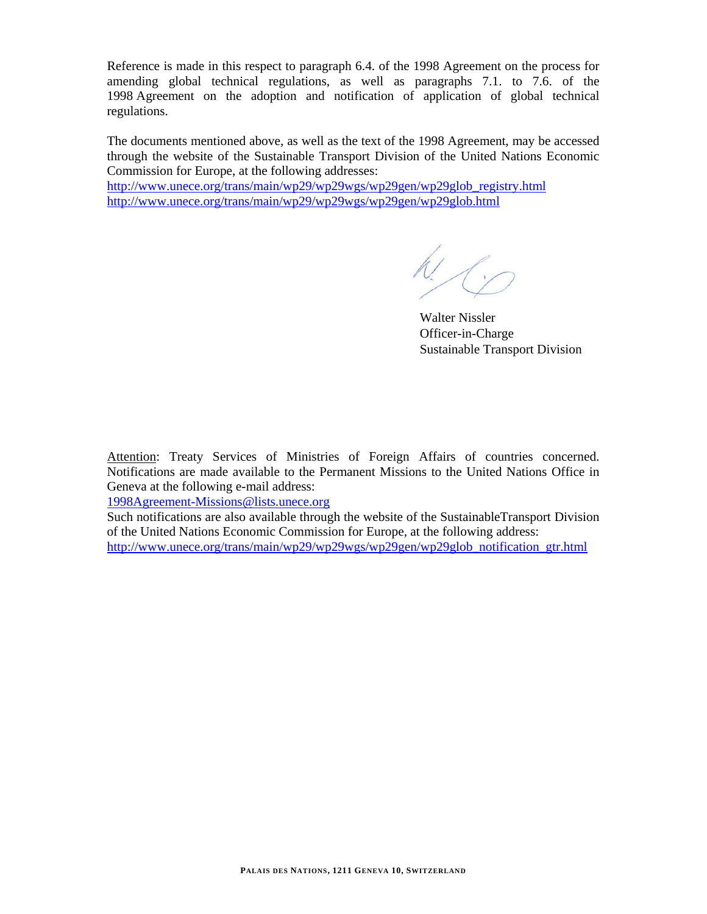Reference is made in this respect to paragraph 6.4. of the 1998 Agreement on the process for amending global technical regulations, as well as paragraphs 7.1. to 7.6. of the 1998 Agreement on the adoption and notification of application of global technical regulations.

The documents mentioned above, as well as the text of the 1998 Agreement, may be accessed through the website of the Sustainable Transport Division of the United Nations Economic Commission for Europe, at the following addresses:
http://www.unece.org/trans/main/wp29/wp29wgs/wp29gen/wp29glob_registry.html
http://www.unece.org/trans/main/wp29/wp29wgs/wp29gen/wp29glob.html

Walter Nissler
Officer-in-Charge
Sustainable Transport Division

Attention: Treaty Services of Ministries of Foreign Affairs of countries concerned. Notifications are made available to the Permanent Missions to the United Nations Office in Geneva at the following e-mail address:
1998Agreement-Missions@lists.unece.org
Such notifications are also available through the website of the SustainableTransport Division of the United Nations Economic Commission for Europe, at the following address:
http://www.unece.org/trans/main/wp29/wp29wgs/wp29gen/wp29glob_notification_gtr.html